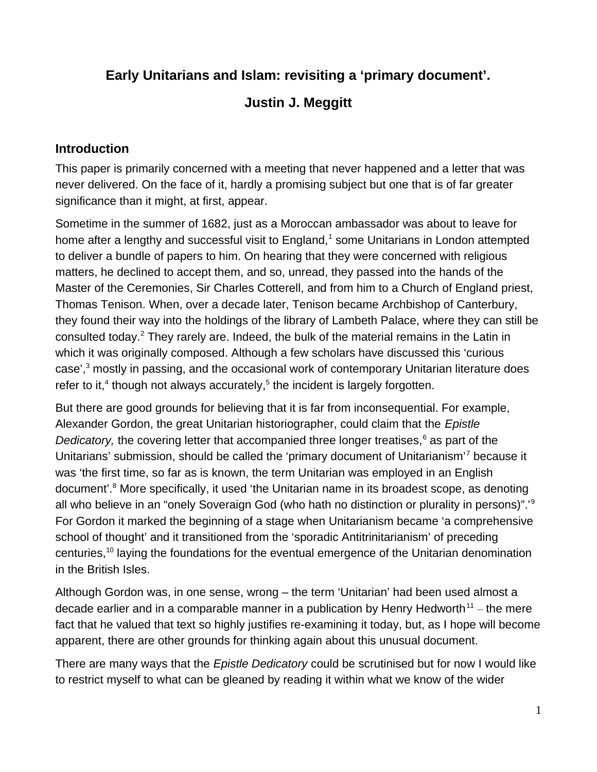# Early Unitarians and Islam: revisiting a 'primary document'.

## Justin J. Meggitt

### Introduction

This paper is primarily concerned with a meeting that never happened and a letter that was never delivered. On the face of it, hardly a promising subject but one that is of far greater significance than it might, at first, appear.

Sometime in the summer of 1682, just as a Moroccan ambassador was about to leave for home after a lengthy and successful visit to England,[1] some Unitarians in London attempted to deliver a bundle of papers to him. On hearing that they were concerned with religious matters, he declined to accept them, and so, unread, they passed into the hands of the Master of the Ceremonies, Sir Charles Cotterell, and from him to a Church of England priest, Thomas Tenison. When, over a decade later, Tenison became Archbishop of Canterbury, they found their way into the holdings of the library of Lambeth Palace, where they can still be consulted today.[2] They rarely are. Indeed, the bulk of the material remains in the Latin in which it was originally composed. Although a few scholars have discussed this 'curious case',[3] mostly in passing, and the occasional work of contemporary Unitarian literature does refer to it,[4] though not always accurately,[5] the incident is largely forgotten.

But there are good grounds for believing that it is far from inconsequential. For example, Alexander Gordon, the great Unitarian historiographer, could claim that the *Epistle Dedicatory,* the covering letter that accompanied three longer treatises,[6] as part of the Unitarians' submission, should be called the 'primary document of Unitarianism'[7] because it was 'the first time, so far as is known, the term Unitarian was employed in an English document'.[8] More specifically, it used 'the Unitarian name in its broadest scope, as denoting all who believe in an "onely Soveraign God (who hath no distinction or plurality in persons)".'[9] For Gordon it marked the beginning of a stage when Unitarianism became 'a comprehensive school of thought' and it transitioned from the 'sporadic Antitrinitarianism' of preceding centuries,[10] laying the foundations for the eventual emergence of the Unitarian denomination in the British Isles.

Although Gordon was, in one sense, wrong – the term 'Unitarian' had been used almost a decade earlier and in a comparable manner in a publication by Henry Hedworth[11] – the mere fact that he valued that text so highly justifies re-examining it today, but, as I hope will become apparent, there are other grounds for thinking again about this unusual document.

There are many ways that the *Epistle Dedicatory* could be scrutinised but for now I would like to restrict myself to what can be gleaned by reading it within what we know of the wider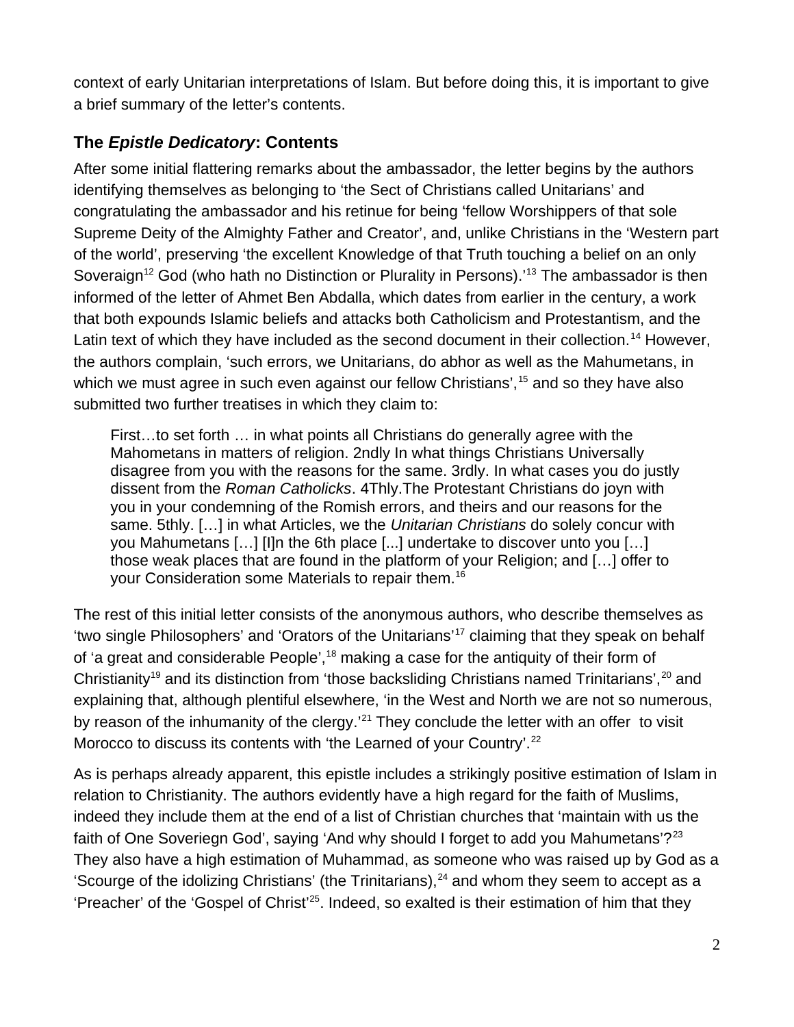context of early Unitarian interpretations of Islam. But before doing this, it is important to give a brief summary of the letter's contents.

## The *Epistle Dedicatory*: Contents

After some initial flattering remarks about the ambassador, the letter begins by the authors identifying themselves as belonging to 'the Sect of Christians called Unitarians' and congratulating the ambassador and his retinue for being 'fellow Worshippers of that sole Supreme Deity of the Almighty Father and Creator', and, unlike Christians in the 'Western part of the world', preserving 'the excellent Knowledge of that Truth touching a belief on an only Soveraign[12] God (who hath no Distinction or Plurality in Persons).'[13] The ambassador is then informed of the letter of Ahmet Ben Abdalla, which dates from earlier in the century, a work that both expounds Islamic beliefs and attacks both Catholicism and Protestantism, and the Latin text of which they have included as the second document in their collection.[14] However, the authors complain, 'such errors, we Unitarians, do abhor as well as the Mahumetans, in which we must agree in such even against our fellow Christians',[15] and so they have also submitted two further treatises in which they claim to:

> First…to set forth … in what points all Christians do generally agree with the Mahometans in matters of religion. 2ndly In what things Christians Universally disagree from you with the reasons for the same. 3rdly. In what cases you do justly dissent from the *Roman Catholicks*. 4Thly.The Protestant Christians do joyn with you in your condemning of the Romish errors, and theirs and our reasons for the same. 5thly. […] in what Articles, we the *Unitarian Christians* do solely concur with you Mahumetans […] [I]n the 6th place [...] undertake to discover unto you […] those weak places that are found in the platform of your Religion; and […] offer to your Consideration some Materials to repair them.[16]

The rest of this initial letter consists of the anonymous authors, who describe themselves as 'two single Philosophers' and 'Orators of the Unitarians'[17] claiming that they speak on behalf of 'a great and considerable People',[18] making a case for the antiquity of their form of Christianity[19] and its distinction from 'those backsliding Christians named Trinitarians',[20] and explaining that, although plentiful elsewhere, 'in the West and North we are not so numerous, by reason of the inhumanity of the clergy.'[21] They conclude the letter with an offer to visit Morocco to discuss its contents with 'the Learned of your Country'.[22]

As is perhaps already apparent, this epistle includes a strikingly positive estimation of Islam in relation to Christianity. The authors evidently have a high regard for the faith of Muslims, indeed they include them at the end of a list of Christian churches that 'maintain with us the faith of One Soveriegn God', saying 'And why should I forget to add you Mahumetans'?[23] They also have a high estimation of Muhammad, as someone who was raised up by God as a 'Scourge of the idolizing Christians' (the Trinitarians),[24] and whom they seem to accept as a 'Preacher' of the 'Gospel of Christ'[25]. Indeed, so exalted is their estimation of him that they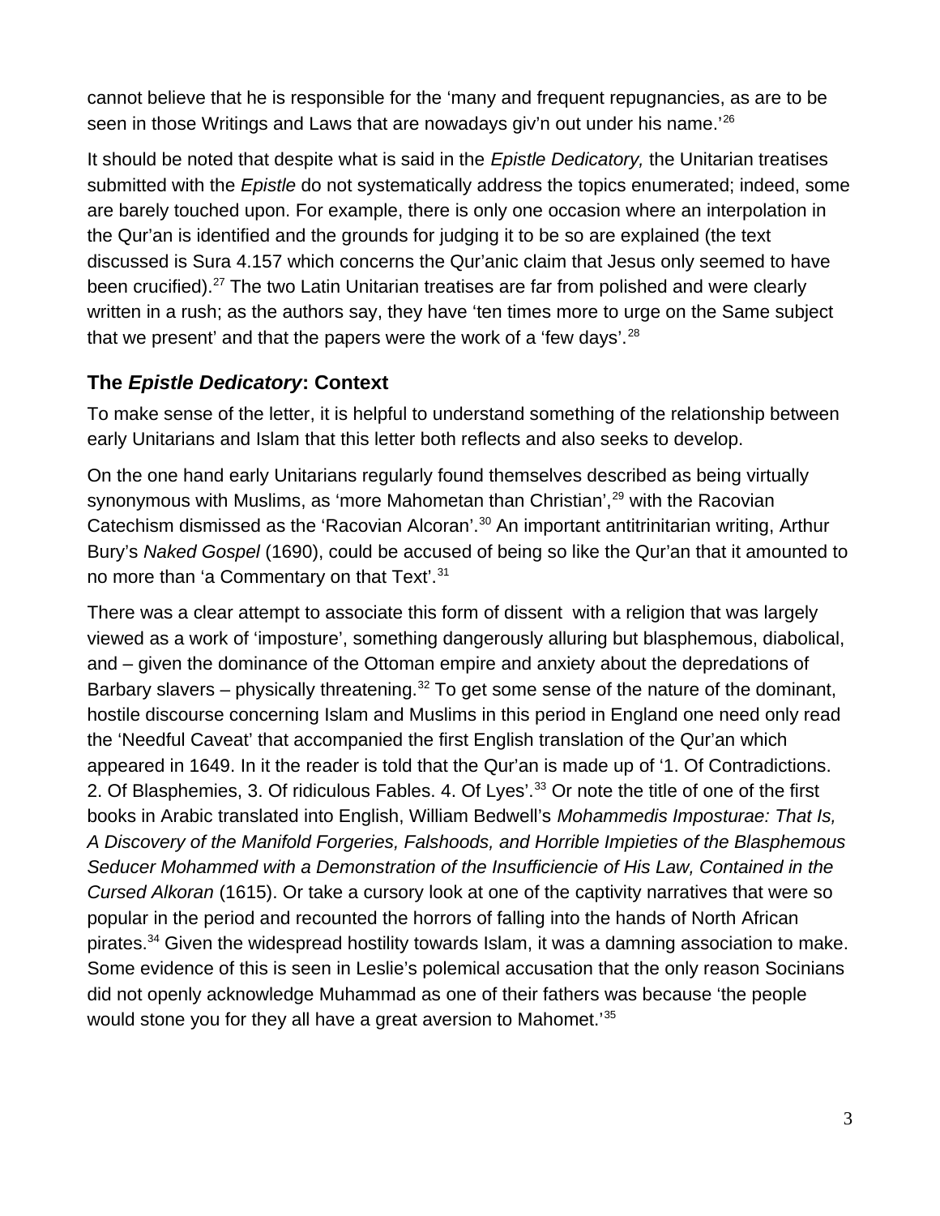cannot believe that he is responsible for the 'many and frequent repugnancies, as are to be seen in those Writings and Laws that are nowadays giv'n out under his name.'[26]

It should be noted that despite what is said in the *Epistle Dedicatory,* the Unitarian treatises submitted with the *Epistle* do not systematically address the topics enumerated; indeed, some are barely touched upon. For example, there is only one occasion where an interpolation in the Qur'an is identified and the grounds for judging it to be so are explained (the text discussed is Sura 4.157 which concerns the Qur'anic claim that Jesus only seemed to have been crucified).[27] The two Latin Unitarian treatises are far from polished and were clearly written in a rush; as the authors say, they have 'ten times more to urge on the Same subject that we present' and that the papers were the work of a 'few days'.[28]

## The *Epistle Dedicatory*: Context

To make sense of the letter, it is helpful to understand something of the relationship between early Unitarians and Islam that this letter both reflects and also seeks to develop.

On the one hand early Unitarians regularly found themselves described as being virtually synonymous with Muslims, as 'more Mahometan than Christian',[29] with the Racovian Catechism dismissed as the 'Racovian Alcoran'.[30] An important antitrinitarian writing, Arthur Bury's *Naked Gospel* (1690), could be accused of being so like the Qur'an that it amounted to no more than 'a Commentary on that Text'.[31]

There was a clear attempt to associate this form of dissent with a religion that was largely viewed as a work of 'imposture', something dangerously alluring but blasphemous, diabolical, and – given the dominance of the Ottoman empire and anxiety about the depredations of Barbary slavers – physically threatening.[32] To get some sense of the nature of the dominant, hostile discourse concerning Islam and Muslims in this period in England one need only read the 'Needful Caveat' that accompanied the first English translation of the Qur'an which appeared in 1649. In it the reader is told that the Qur'an is made up of '1. Of Contradictions. 2. Of Blasphemies, 3. Of ridiculous Fables. 4. Of Lyes'.[33] Or note the title of one of the first books in Arabic translated into English, William Bedwell's *Mohammedis Imposturae: That Is, A Discovery of the Manifold Forgeries, Falshoods, and Horrible Impieties of the Blasphemous Seducer Mohammed with a Demonstration of the Insufficiencie of His Law, Contained in the Cursed Alkoran* (1615). Or take a cursory look at one of the captivity narratives that were so popular in the period and recounted the horrors of falling into the hands of North African pirates.[34] Given the widespread hostility towards Islam, it was a damning association to make. Some evidence of this is seen in Leslie's polemical accusation that the only reason Socinians did not openly acknowledge Muhammad as one of their fathers was because 'the people would stone you for they all have a great aversion to Mahomet.'[35]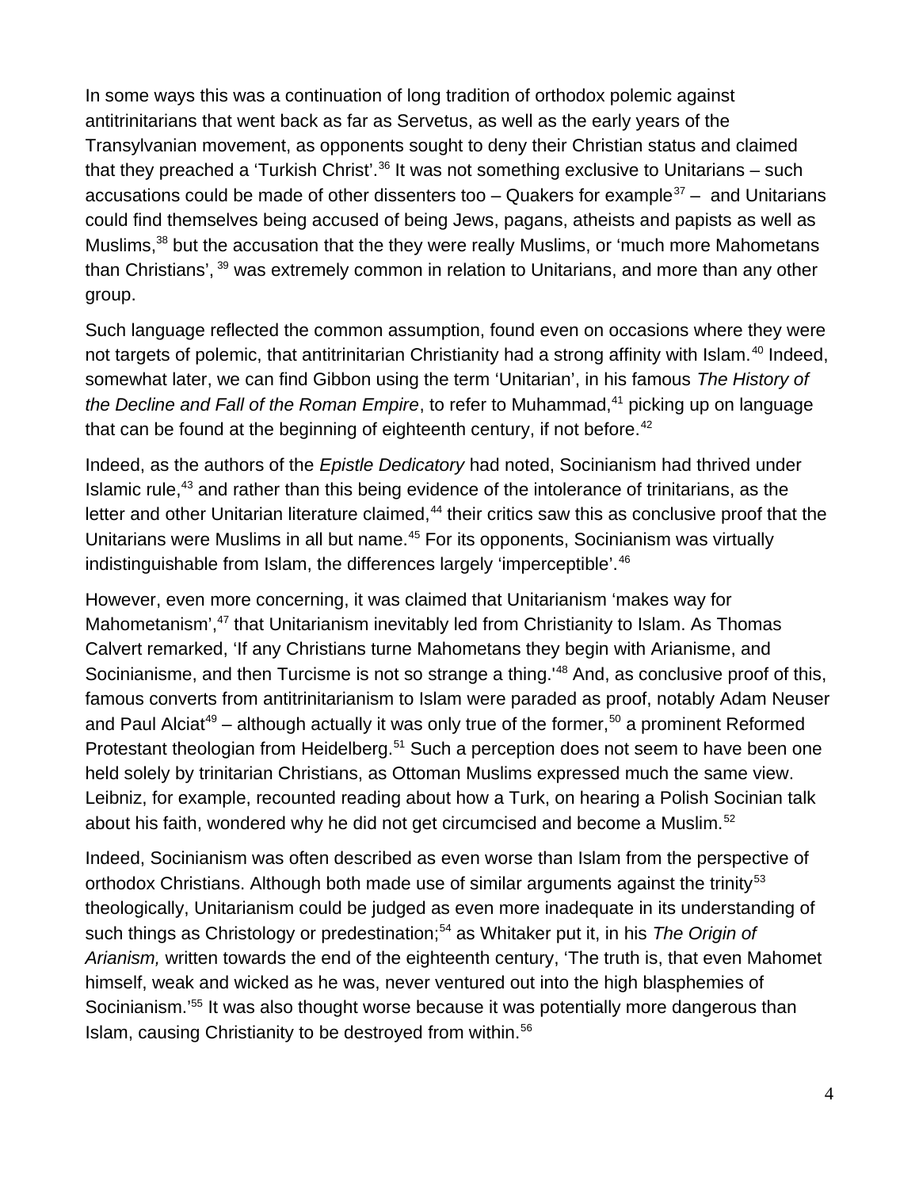In some ways this was a continuation of long tradition of orthodox polemic against antitrinitarians that went back as far as Servetus, as well as the early years of the Transylvanian movement, as opponents sought to deny their Christian status and claimed that they preached a 'Turkish Christ'.[36] It was not something exclusive to Unitarians – such accusations could be made of other dissenters too – Quakers for example[37] – and Unitarians could find themselves being accused of being Jews, pagans, atheists and papists as well as Muslims,[38] but the accusation that the they were really Muslims, or 'much more Mahometans than Christians', [39] was extremely common in relation to Unitarians, and more than any other group.

Such language reflected the common assumption, found even on occasions where they were not targets of polemic, that antitrinitarian Christianity had a strong affinity with Islam.[40] Indeed, somewhat later, we can find Gibbon using the term 'Unitarian', in his famous *The History of the Decline and Fall of the Roman Empire*, to refer to Muhammad,[41] picking up on language that can be found at the beginning of eighteenth century, if not before.[42]

Indeed, as the authors of the *Epistle Dedicatory* had noted, Socinianism had thrived under Islamic rule,[43] and rather than this being evidence of the intolerance of trinitarians, as the letter and other Unitarian literature claimed,[44] their critics saw this as conclusive proof that the Unitarians were Muslims in all but name.[45] For its opponents, Socinianism was virtually indistinguishable from Islam, the differences largely 'imperceptible'.[46]

However, even more concerning, it was claimed that Unitarianism 'makes way for Mahometanism',[47] that Unitarianism inevitably led from Christianity to Islam. As Thomas Calvert remarked, 'If any Christians turne Mahometans they begin with Arianisme, and Socinianisme, and then Turcisme is not so strange a thing.'[48] And, as conclusive proof of this, famous converts from antitrinitarianism to Islam were paraded as proof, notably Adam Neuser and Paul Alciat[49] – although actually it was only true of the former,[50] a prominent Reformed Protestant theologian from Heidelberg.[51] Such a perception does not seem to have been one held solely by trinitarian Christians, as Ottoman Muslims expressed much the same view. Leibniz, for example, recounted reading about how a Turk, on hearing a Polish Socinian talk about his faith, wondered why he did not get circumcised and become a Muslim.[52]

Indeed, Socinianism was often described as even worse than Islam from the perspective of orthodox Christians. Although both made use of similar arguments against the trinity[53] theologically, Unitarianism could be judged as even more inadequate in its understanding of such things as Christology or predestination;[54] as Whitaker put it, in his *The Origin of Arianism,* written towards the end of the eighteenth century, 'The truth is, that even Mahomet himself, weak and wicked as he was, never ventured out into the high blasphemies of Socinianism.'[55] It was also thought worse because it was potentially more dangerous than Islam, causing Christianity to be destroyed from within.[56]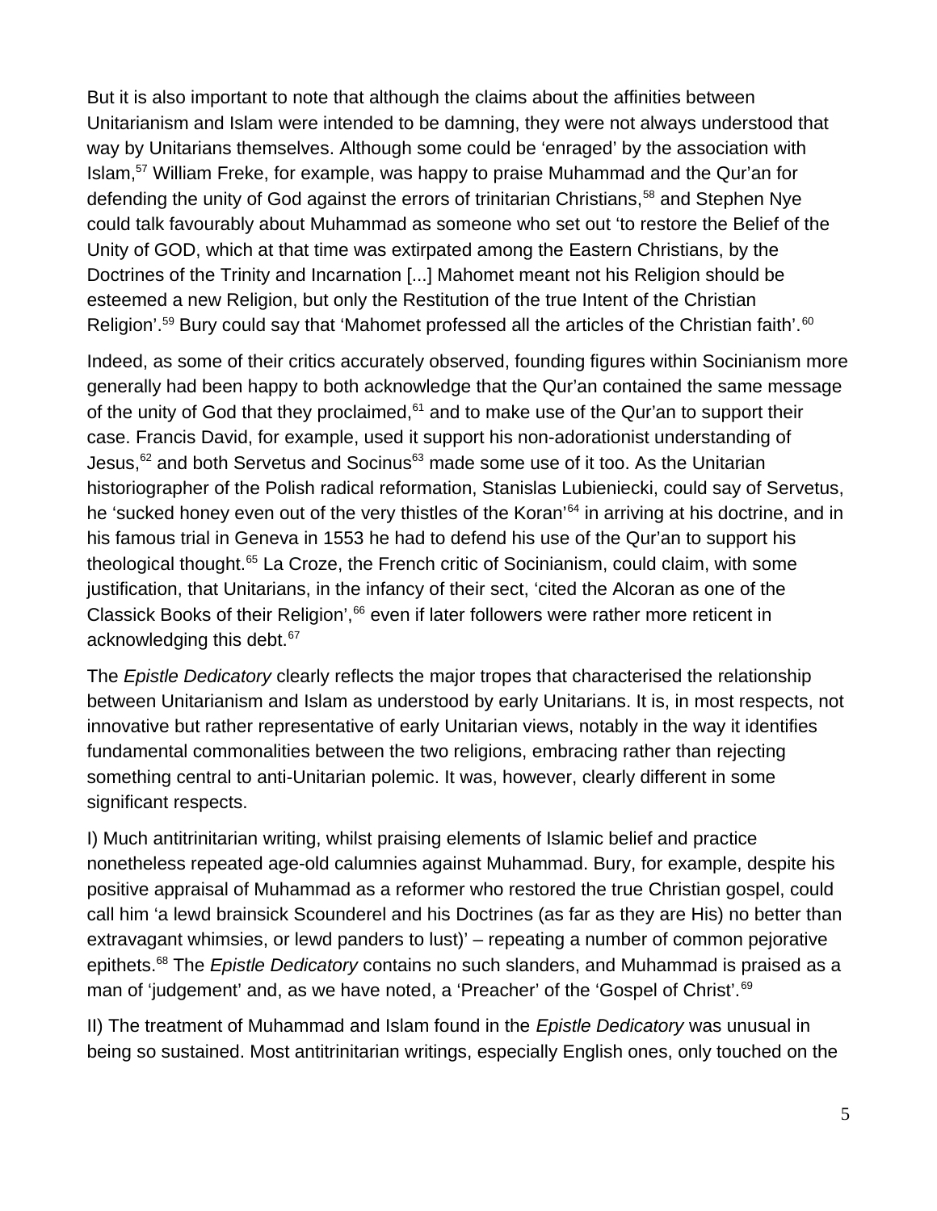But it is also important to note that although the claims about the affinities between Unitarianism and Islam were intended to be damning, they were not always understood that way by Unitarians themselves. Although some could be 'enraged' by the association with Islam,[57] William Freke, for example, was happy to praise Muhammad and the Qur'an for defending the unity of God against the errors of trinitarian Christians,[58] and Stephen Nye could talk favourably about Muhammad as someone who set out 'to restore the Belief of the Unity of GOD, which at that time was extirpated among the Eastern Christians, by the Doctrines of the Trinity and Incarnation [...] Mahomet meant not his Religion should be esteemed a new Religion, but only the Restitution of the true Intent of the Christian Religion'.[59] Bury could say that 'Mahomet professed all the articles of the Christian faith'.[60]

Indeed, as some of their critics accurately observed, founding figures within Socinianism more generally had been happy to both acknowledge that the Qur'an contained the same message of the unity of God that they proclaimed,[61] and to make use of the Qur'an to support their case. Francis David, for example, used it support his non-adorationist understanding of Jesus,[62] and both Servetus and Socinus[63] made some use of it too. As the Unitarian historiographer of the Polish radical reformation, Stanislas Lubieniecki, could say of Servetus, he 'sucked honey even out of the very thistles of the Koran'[64] in arriving at his doctrine, and in his famous trial in Geneva in 1553 he had to defend his use of the Qur'an to support his theological thought.[65] La Croze, the French critic of Socinianism, could claim, with some justification, that Unitarians, in the infancy of their sect, 'cited the Alcoran as one of the Classick Books of their Religion',[66] even if later followers were rather more reticent in acknowledging this debt.[67]

The *Epistle Dedicatory* clearly reflects the major tropes that characterised the relationship between Unitarianism and Islam as understood by early Unitarians. It is, in most respects, not innovative but rather representative of early Unitarian views, notably in the way it identifies fundamental commonalities between the two religions, embracing rather than rejecting something central to anti-Unitarian polemic. It was, however, clearly different in some significant respects.

I) Much antitrinitarian writing, whilst praising elements of Islamic belief and practice nonetheless repeated age-old calumnies against Muhammad. Bury, for example, despite his positive appraisal of Muhammad as a reformer who restored the true Christian gospel, could call him 'a lewd brainsick Scounderel and his Doctrines (as far as they are His) no better than extravagant whimsies, or lewd panders to lust)' – repeating a number of common pejorative epithets.[68] The *Epistle Dedicatory* contains no such slanders, and Muhammad is praised as a man of 'judgement' and, as we have noted, a 'Preacher' of the 'Gospel of Christ'.[69]

II) The treatment of Muhammad and Islam found in the *Epistle Dedicatory* was unusual in being so sustained. Most antitrinitarian writings, especially English ones, only touched on the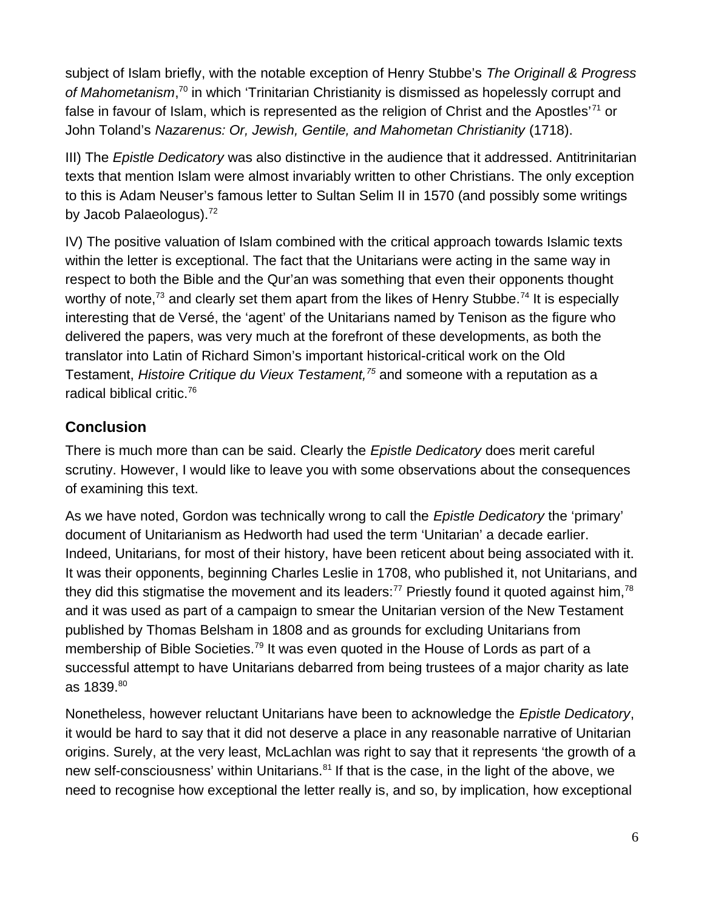subject of Islam briefly, with the notable exception of Henry Stubbe's *The Originall & Progress of Mahometanism*,[70] in which 'Trinitarian Christianity is dismissed as hopelessly corrupt and false in favour of Islam, which is represented as the religion of Christ and the Apostles'[71] or John Toland's *Nazarenus: Or, Jewish, Gentile, and Mahometan Christianity* (1718).

III) The *Epistle Dedicatory* was also distinctive in the audience that it addressed. Antitrinitarian texts that mention Islam were almost invariably written to other Christians. The only exception to this is Adam Neuser's famous letter to Sultan Selim II in 1570 (and possibly some writings by Jacob Palaeologus).[72]

IV) The positive valuation of Islam combined with the critical approach towards Islamic texts within the letter is exceptional. The fact that the Unitarians were acting in the same way in respect to both the Bible and the Qur'an was something that even their opponents thought worthy of note,[73] and clearly set them apart from the likes of Henry Stubbe.[74] It is especially interesting that de Versé, the 'agent' of the Unitarians named by Tenison as the figure who delivered the papers, was very much at the forefront of these developments, as both the translator into Latin of Richard Simon's important historical-critical work on the Old Testament, *Histoire Critique du Vieux Testament,*[75] and someone with a reputation as a radical biblical critic.[76]

## Conclusion

There is much more than can be said. Clearly the *Epistle Dedicatory* does merit careful scrutiny. However, I would like to leave you with some observations about the consequences of examining this text.

As we have noted, Gordon was technically wrong to call the *Epistle Dedicatory* the 'primary' document of Unitarianism as Hedworth had used the term 'Unitarian' a decade earlier. Indeed, Unitarians, for most of their history, have been reticent about being associated with it. It was their opponents, beginning Charles Leslie in 1708, who published it, not Unitarians, and they did this stigmatise the movement and its leaders:[77] Priestly found it quoted against him,[78] and it was used as part of a campaign to smear the Unitarian version of the New Testament published by Thomas Belsham in 1808 and as grounds for excluding Unitarians from membership of Bible Societies.[79] It was even quoted in the House of Lords as part of a successful attempt to have Unitarians debarred from being trustees of a major charity as late as 1839.[80]

Nonetheless, however reluctant Unitarians have been to acknowledge the *Epistle Dedicatory*, it would be hard to say that it did not deserve a place in any reasonable narrative of Unitarian origins. Surely, at the very least, McLachlan was right to say that it represents 'the growth of a new self-consciousness' within Unitarians.[81] If that is the case, in the light of the above, we need to recognise how exceptional the letter really is, and so, by implication, how exceptional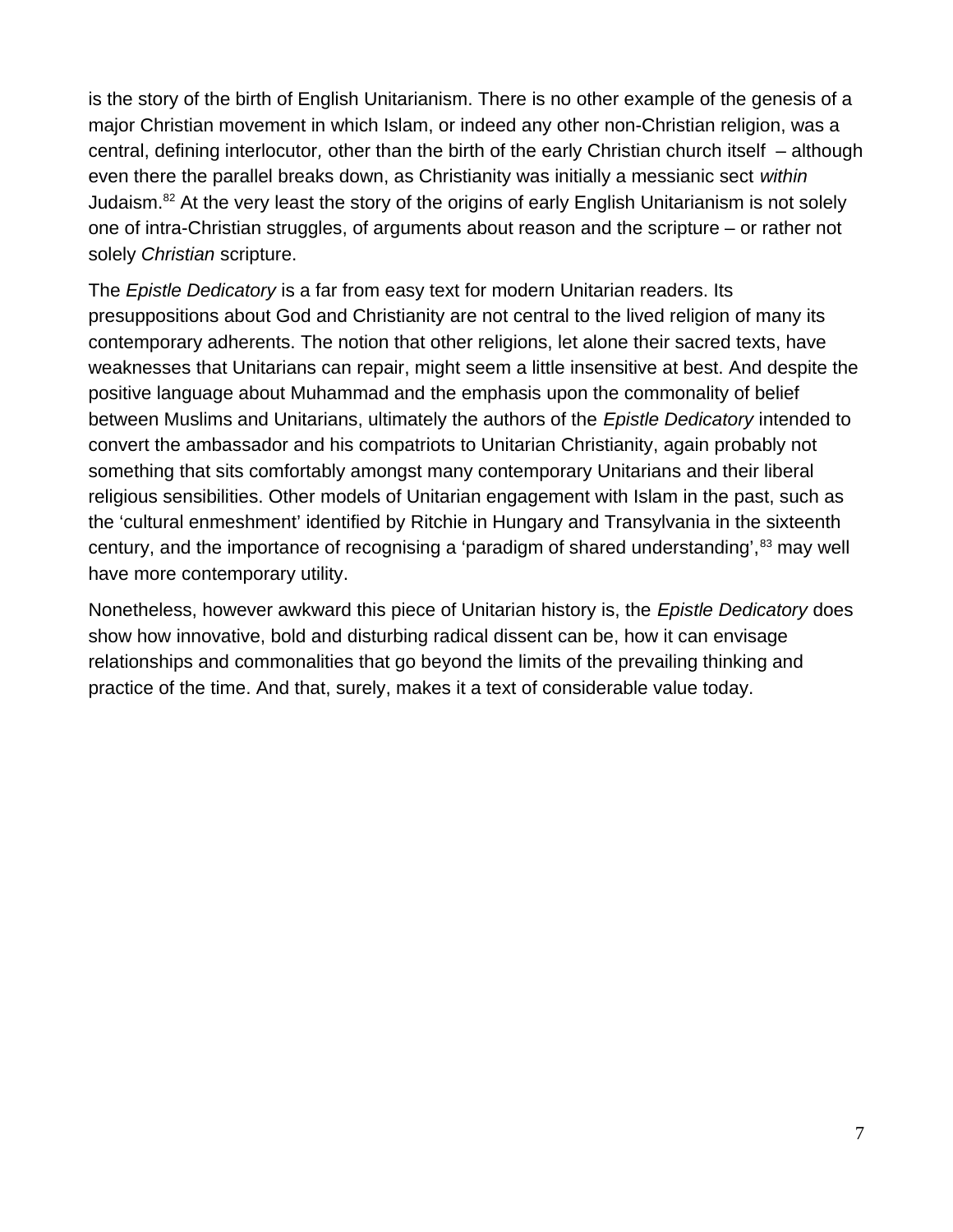is the story of the birth of English Unitarianism. There is no other example of the genesis of a major Christian movement in which Islam, or indeed any other non-Christian religion, was a central, defining interlocutor, other than the birth of the early Christian church itself – although even there the parallel breaks down, as Christianity was initially a messianic sect *within* Judaism.[82] At the very least the story of the origins of early English Unitarianism is not solely one of intra-Christian struggles, of arguments about reason and the scripture – or rather not solely *Christian* scripture.

The *Epistle Dedicatory* is a far from easy text for modern Unitarian readers. Its presuppositions about God and Christianity are not central to the lived religion of many its contemporary adherents. The notion that other religions, let alone their sacred texts, have weaknesses that Unitarians can repair, might seem a little insensitive at best. And despite the positive language about Muhammad and the emphasis upon the commonality of belief between Muslims and Unitarians, ultimately the authors of the *Epistle Dedicatory* intended to convert the ambassador and his compatriots to Unitarian Christianity, again probably not something that sits comfortably amongst many contemporary Unitarians and their liberal religious sensibilities. Other models of Unitarian engagement with Islam in the past, such as the 'cultural enmeshment' identified by Ritchie in Hungary and Transylvania in the sixteenth century, and the importance of recognising a 'paradigm of shared understanding',[83] may well have more contemporary utility.

Nonetheless, however awkward this piece of Unitarian history is, the *Epistle Dedicatory* does show how innovative, bold and disturbing radical dissent can be, how it can envisage relationships and commonalities that go beyond the limits of the prevailing thinking and practice of the time. And that, surely, makes it a text of considerable value today.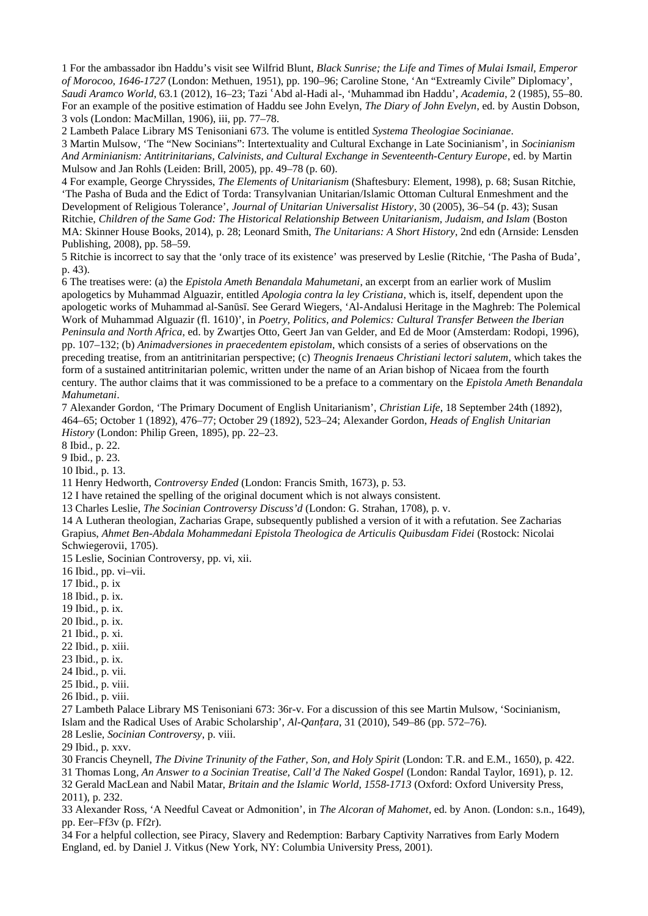1 For the ambassador ibn Haddu's visit see Wilfrid Blunt, *Black Sunrise; the Life and Times of Mulai Ismail, Emperor of Morocoo, 1646-1727* (London: Methuen, 1951), pp. 190–96; Caroline Stone, 'An "Extreamly Civile" Diplomacy', *Saudi Aramco World*, 63.1 (2012), 16–23; Tazi ʿAbd al-Hadi al-, 'Muhammad ibn Haddu', *Academia*, 2 (1985), 55–80. For an example of the positive estimation of Haddu see John Evelyn, *The Diary of John Evelyn*, ed. by Austin Dobson, 3 vols (London: MacMillan, 1906), iii, pp. 77–78.

2 Lambeth Palace Library MS Tenisoniani 673. The volume is entitled *Systema Theologiae Socinianae*.

3 Martin Mulsow, 'The "New Socinians": Intertextuality and Cultural Exchange in Late Socinianism', in *Socinianism And Arminianism: Antitrinitarians, Calvinists, and Cultural Exchange in Seventeenth-Century Europe*, ed. by Martin Mulsow and Jan Rohls (Leiden: Brill, 2005), pp. 49–78 (p. 60).

4 For example, George Chryssides, *The Elements of Unitarianism* (Shaftesbury: Element, 1998), p. 68; Susan Ritchie, 'The Pasha of Buda and the Edict of Torda: Transylvanian Unitarian/Islamic Ottoman Cultural Enmeshment and the Development of Religious Tolerance', *Journal of Unitarian Universalist History*, 30 (2005), 36–54 (p. 43); Susan Ritchie, *Children of the Same God: The Historical Relationship Between Unitarianism, Judaism, and Islam* (Boston MA: Skinner House Books, 2014), p. 28; Leonard Smith, *The Unitarians: A Short History*, 2nd edn (Arnside: Lensden Publishing, 2008), pp. 58–59.

5 Ritchie is incorrect to say that the 'only trace of its existence' was preserved by Leslie (Ritchie, 'The Pasha of Buda', p. 43).

6 The treatises were: (a) the *Epistola Ameth Benandala Mahumetani*, an excerpt from an earlier work of Muslim apologetics by Muhammad Alguazir, entitled *Apologia contra la ley Cristiana*, which is, itself, dependent upon the apologetic works of Muhammad al-Sanūsī. See Gerard Wiegers, 'Al-Andalusi Heritage in the Maghreb: The Polemical Work of Muhammad Alguazir (fl. 1610)', in *Poetry, Politics, and Polemics: Cultural Transfer Between the Iberian Peninsula and North Africa*, ed. by Zwartjes Otto, Geert Jan van Gelder, and Ed de Moor (Amsterdam: Rodopi, 1996), pp. 107–132; (b) *Animadversiones in praecedentem epistolam*, which consists of a series of observations on the preceding treatise, from an antitrinitarian perspective; (c) *Theognis Irenaeus Christiani lectori salutem*, which takes the form of a sustained antitrinitarian polemic, written under the name of an Arian bishop of Nicaea from the fourth century. The author claims that it was commissioned to be a preface to a commentary on the *Epistola Ameth Benandala Mahumetani*.

7 Alexander Gordon, 'The Primary Document of English Unitarianism', *Christian Life*, 18 September 24th (1892), 464–65; October 1 (1892), 476–77; October 29 (1892), 523–24; Alexander Gordon, *Heads of English Unitarian History* (London: Philip Green, 1895), pp. 22–23.

8 Ibid., p. 22.

9 Ibid., p. 23.

10 Ibid., p. 13.

11 Henry Hedworth, *Controversy Ended* (London: Francis Smith, 1673), p. 53.

12 I have retained the spelling of the original document which is not always consistent.

13 Charles Leslie, *The Socinian Controversy Discuss'd* (London: G. Strahan, 1708), p. v.

14 A Lutheran theologian, Zacharias Grape, subsequently published a version of it with a refutation. See Zacharias Grapius, *Ahmet Ben-Abdala Mohammedani Epistola Theologica de Articulis Quibusdam Fidei* (Rostock: Nicolai Schwiegerovii, 1705).

15 Leslie, Socinian Controversy, pp. vi, xii.

16 Ibid., pp. vi–vii.

17 Ibid., p. ix

18 Ibid., p. ix.

19 Ibid., p. ix.

20 Ibid., p. ix.

21 Ibid., p. xi.

22 Ibid., p. xiii.

23 Ibid., p. ix.

24 Ibid., p. vii.

25 Ibid., p. viii.

26 Ibid., p. viii.

27 Lambeth Palace Library MS Tenisoniani 673: 36r-v. For a discussion of this see Martin Mulsow, 'Socinianism, Islam and the Radical Uses of Arabic Scholarship', *Al-Qanṭara*, 31 (2010), 549–86 (pp. 572–76).

28 Leslie, *Socinian Controversy*, p. viii.

29 Ibid., p. xxv.

30 Francis Cheynell, *The Divine Trinunity of the Father, Son, and Holy Spirit* (London: T.R. and E.M., 1650), p. 422.

31 Thomas Long, *An Answer to a Socinian Treatise, Call'd The Naked Gospel* (London: Randal Taylor, 1691), p. 12.

32 Gerald MacLean and Nabil Matar, *Britain and the Islamic World, 1558-1713* (Oxford: Oxford University Press, 2011), p. 232.

33 Alexander Ross, 'A Needful Caveat or Admonition', in *The Alcoran of Mahomet*, ed. by Anon. (London: s.n., 1649), pp. Eer–Ff3v (p. Ff2r).

34 For a helpful collection, see Piracy, Slavery and Redemption: Barbary Captivity Narratives from Early Modern England, ed. by Daniel J. Vitkus (New York, NY: Columbia University Press, 2001).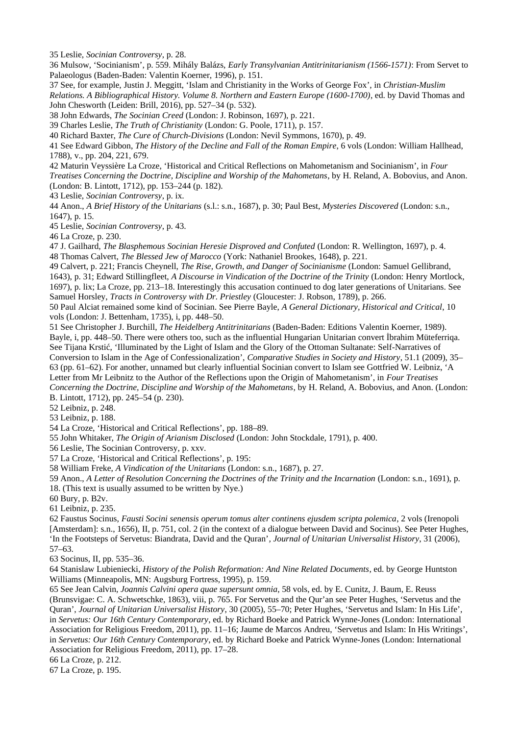35 Leslie, *Socinian Controversy*, p. 28.

36 Mulsow, 'Socinianism', p. 559. Mihály Balázs, *Early Transylvanian Antitrinitarianism (1566-1571)*: From Servet to Palaeologus (Baden-Baden: Valentin Koerner, 1996), p. 151.

37 See, for example, Justin J. Meggitt, 'Islam and Christianity in the Works of George Fox', in *Christian-Muslim Relations. A Bibliographical History. Volume 8. Northern and Eastern Europe (1600-1700)*, ed. by David Thomas and John Chesworth (Leiden: Brill, 2016), pp. 527–34 (p. 532).

38 John Edwards, *The Socinian Creed* (London: J. Robinson, 1697), p. 221.

39 Charles Leslie, *The Truth of Christianity* (London: G. Poole, 1711), p. 157.

40 Richard Baxter, *The Cure of Church-Divisions* (London: Nevil Symmons, 1670), p. 49.

41 See Edward Gibbon, *The History of the Decline and Fall of the Roman Empire*, 6 vols (London: William Hallhead, 1788), v., pp. 204, 221, 679.

42 Maturin Veyssière La Croze, 'Historical and Critical Reflections on Mahometanism and Socinianism', in *Four Treatises Concerning the Doctrine, Discipline and Worship of the Mahometans*, by H. Reland, A. Bobovius, and Anon. (London: B. Lintott, 1712), pp. 153–244 (p. 182).

43 Leslie, *Socinian Controversy*, p. ix.

44 Anon., *A Brief History of the Unitarians* (s.l.: s.n., 1687), p. 30; Paul Best, *Mysteries Discovered* (London: s.n., 1647), p. 15.

45 Leslie, *Socinian Controversy*, p. 43.

46 La Croze, p. 230.

47 J. Gailhard, *The Blasphemous Socinian Heresie Disproved and Confuted* (London: R. Wellington, 1697), p. 4.

48 Thomas Calvert, *The Blessed Jew of Marocco* (York: Nathaniel Brookes, 1648), p. 221.

49 Calvert, p. 221; Francis Cheynell, *The Rise, Growth, and Danger of Socinianisme* (London: Samuel Gellibrand, 1643), p. 31; Edward Stillingfleet, *A Discourse in Vindication of the Doctrine of the Trinity* (London: Henry Mortlock, 1697), p. lix; La Croze, pp. 213–18. Interestingly this accusation continued to dog later generations of Unitarians. See Samuel Horsley, *Tracts in Controversy with Dr. Priestley* (Gloucester: J. Robson, 1789), p. 266.

50 Paul Alciat remained some kind of Socinian. See Pierre Bayle, *A General Dictionary, Historical and Critical*, 10 vols (London: J. Bettenham, 1735), i, pp. 448–50.

51 See Christopher J. Burchill, *The Heidelberg Antitrinitarians* (Baden-Baden: Editions Valentin Koerner, 1989). Bayle, i, pp. 448–50. There were others too, such as the influential Hungarian Unitarian convert İbrahim Müteferriqa. See Tijana Krstić, 'Illuminated by the Light of Islam and the Glory of the Ottoman Sultanate: Self-Narratives of Conversion to Islam in the Age of Confessionalization', *Comparative Studies in Society and History*, 51.1 (2009), 35–63 (pp. 61–62). For another, unnamed but clearly influential Socinian convert to Islam see Gottfried W. Leibniz, 'A Letter from Mr Leibnitz to the Author of the Reflections upon the Origin of Mahometanism', in *Four Treatises Concerning the Doctrine, Discipline and Worship of the Mahometans*, by H. Reland, A. Bobovius, and Anon. (London: B. Lintott, 1712), pp. 245–54 (p. 230).

52 Leibniz, p. 248.

53 Leibniz, p. 188.

54 La Croze, 'Historical and Critical Reflections', pp. 188–89.

55 John Whitaker, *The Origin of Arianism Disclosed* (London: John Stockdale, 1791), p. 400.

56 Leslie, The Socinian Controversy, p. xxv.

57 La Croze, 'Historical and Critical Reflections', p. 195:

58 William Freke, *A Vindication of the Unitarians* (London: s.n., 1687), p. 27.

59 Anon., *A Letter of Resolution Concerning the Doctrines of the Trinity and the Incarnation* (London: s.n., 1691), p. 18. (This text is usually assumed to be written by Nye.)

60 Bury, p. B2v.

61 Leibniz, p. 235.

62 Faustus Socinus, *Fausti Socini senensis operum tomus alter continens ejusdem scripta polemica*, 2 vols (Irenopoli [Amsterdam]: s.n., 1656), II, p. 751, col. 2 (in the context of a dialogue between David and Socinus). See Peter Hughes, 'In the Footsteps of Servetus: Biandrata, David and the Quran', *Journal of Unitarian Universalist History*, 31 (2006), 57–63.

63 Socinus, II, pp. 535–36.

64 Stanislaw Lubieniecki, *History of the Polish Reformation: And Nine Related Documents*, ed. by George Huntston Williams (Minneapolis, MN: Augsburg Fortress, 1995), p. 159.

65 See Jean Calvin, *Joannis Calvini opera quae supersunt omnia*, 58 vols, ed. by E. Cunitz, J. Baum, E. Reuss (Brunsvigae: C. A. Schwetschke, 1863), viii, p. 765. For Servetus and the Qur'an see Peter Hughes, 'Servetus and the Quran', *Journal of Unitarian Universalist History*, 30 (2005), 55–70; Peter Hughes, 'Servetus and Islam: In His Life', in *Servetus: Our 16th Century Contemporary*, ed. by Richard Boeke and Patrick Wynne-Jones (London: International Association for Religious Freedom, 2011), pp. 11–16; Jaume de Marcos Andreu, 'Servetus and Islam: In His Writings', in *Servetus: Our 16th Century Contemporary*, ed. by Richard Boeke and Patrick Wynne-Jones (London: International Association for Religious Freedom, 2011), pp. 17–28.

66 La Croze, p. 212.

67 La Croze, p. 195.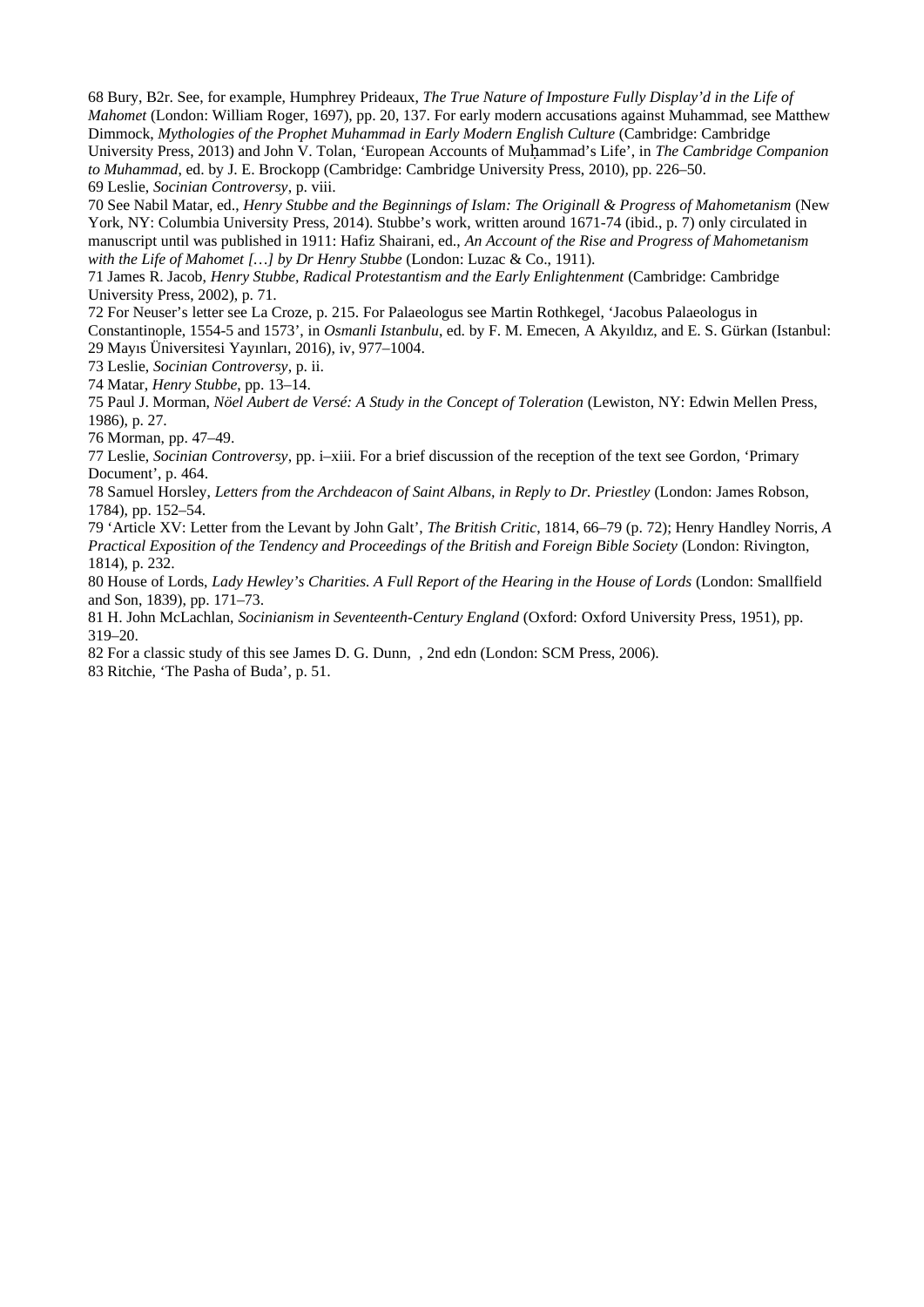68 Bury, B2r. See, for example, Humphrey Prideaux, *The True Nature of Imposture Fully Display'd in the Life of Mahomet* (London: William Roger, 1697), pp. 20, 137. For early modern accusations against Muhammad, see Matthew Dimmock, *Mythologies of the Prophet Muhammad in Early Modern English Culture* (Cambridge: Cambridge University Press, 2013) and John V. Tolan, 'European Accounts of Muḥammad's Life', in *The Cambridge Companion to Muhammad*, ed. by J. E. Brockopp (Cambridge: Cambridge University Press, 2010), pp. 226–50.

69 Leslie, *Socinian Controversy*, p. viii.

70 See Nabil Matar, ed., *Henry Stubbe and the Beginnings of Islam: The Originall & Progress of Mahometanism* (New York, NY: Columbia University Press, 2014). Stubbe's work, written around 1671-74 (ibid., p. 7) only circulated in manuscript until was published in 1911: Hafiz Shairani, ed., *An Account of the Rise and Progress of Mahometanism with the Life of Mahomet […] by Dr Henry Stubbe* (London: Luzac & Co., 1911).

71 James R. Jacob, *Henry Stubbe, Radical Protestantism and the Early Enlightenment* (Cambridge: Cambridge University Press, 2002), p. 71.

72 For Neuser's letter see La Croze, p. 215. For Palaeologus see Martin Rothkegel, 'Jacobus Palaeologus in Constantinople, 1554-5 and 1573', in *Osmanli Istanbulu*, ed. by F. M. Emecen, A Akyıldız, and E. S. Gürkan (Istanbul: 29 Mayıs Üniversitesi Yayınları, 2016), iv, 977–1004.

73 Leslie, *Socinian Controversy*, p. ii.

74 Matar, *Henry Stubbe*, pp. 13–14.

75 Paul J. Morman, *Nöel Aubert de Versé: A Study in the Concept of Toleration* (Lewiston, NY: Edwin Mellen Press, 1986), p. 27.

76 Morman, pp. 47–49.

77 Leslie, *Socinian Controversy*, pp. i–xiii. For a brief discussion of the reception of the text see Gordon, 'Primary Document', p. 464.

78 Samuel Horsley, *Letters from the Archdeacon of Saint Albans, in Reply to Dr. Priestley* (London: James Robson, 1784), pp. 152–54.

79 'Article XV: Letter from the Levant by John Galt', *The British Critic*, 1814, 66–79 (p. 72); Henry Handley Norris, *A Practical Exposition of the Tendency and Proceedings of the British and Foreign Bible Society* (London: Rivington, 1814), p. 232.

80 House of Lords, *Lady Hewley's Charities. A Full Report of the Hearing in the House of Lords* (London: Smallfield and Son, 1839), pp. 171–73.

81 H. John McLachlan, *Socinianism in Seventeenth-Century England* (Oxford: Oxford University Press, 1951), pp. 319–20.

82 For a classic study of this see James D. G. Dunn, , 2nd edn (London: SCM Press, 2006).

83 Ritchie, 'The Pasha of Buda', p. 51.